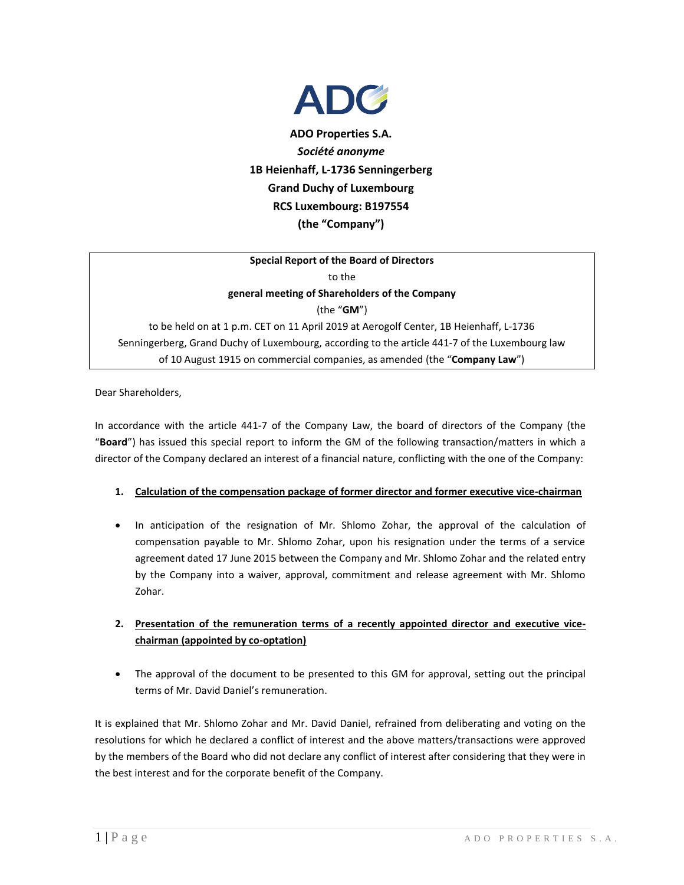**ADO Properties S.A.**
***Société anonyme***
**1B Heienhaff, L-1736 Senningerberg**
**Grand Duchy of Luxembourg**
**RCS Luxembourg: B197554**
**(the "Company")**

**Special Report of the Board of Directors**
to the
**general meeting of Shareholders of the Company**
(the "**GM**")
to be held on at 1 p.m. CET on 11 April 2019 at Aerogolf Center, 1B Heienhaff, L-1736 Senningerberg, Grand Duchy of Luxembourg, according to the article 441-7 of the Luxembourg law of 10 August 1915 on commercial companies, as amended (the "**Company Law**")

Dear Shareholders,

In accordance with the article 441-7 of the Company Law, the board of directors of the Company (the "**Board**") has issued this special report to inform the GM of the following transaction/matters in which a director of the Company declared an interest of a financial nature, conflicting with the one of the Company:

1. **Calculation of the compensation package of former director and former executive vice-chairman**

   - In anticipation of the resignation of Mr. Shlomo Zohar, the approval of the calculation of compensation payable to Mr. Shlomo Zohar, upon his resignation under the terms of a service agreement dated 17 June 2015 between the Company and Mr. Shlomo Zohar and the related entry by the Company into a waiver, approval, commitment and release agreement with Mr. Shlomo Zohar.

2. **Presentation of the remuneration terms of a recently appointed director and executive vice-chairman (appointed by co-optation)**

   - The approval of the document to be presented to this GM for approval, setting out the principal terms of Mr. David Daniel's remuneration.

It is explained that Mr. Shlomo Zohar and Mr. David Daniel, refrained from deliberating and voting on the resolutions for which he declared a conflict of interest and the above matters/transactions were approved by the members of the Board who did not declare any conflict of interest after considering that they were in the best interest and for the corporate benefit of the Company.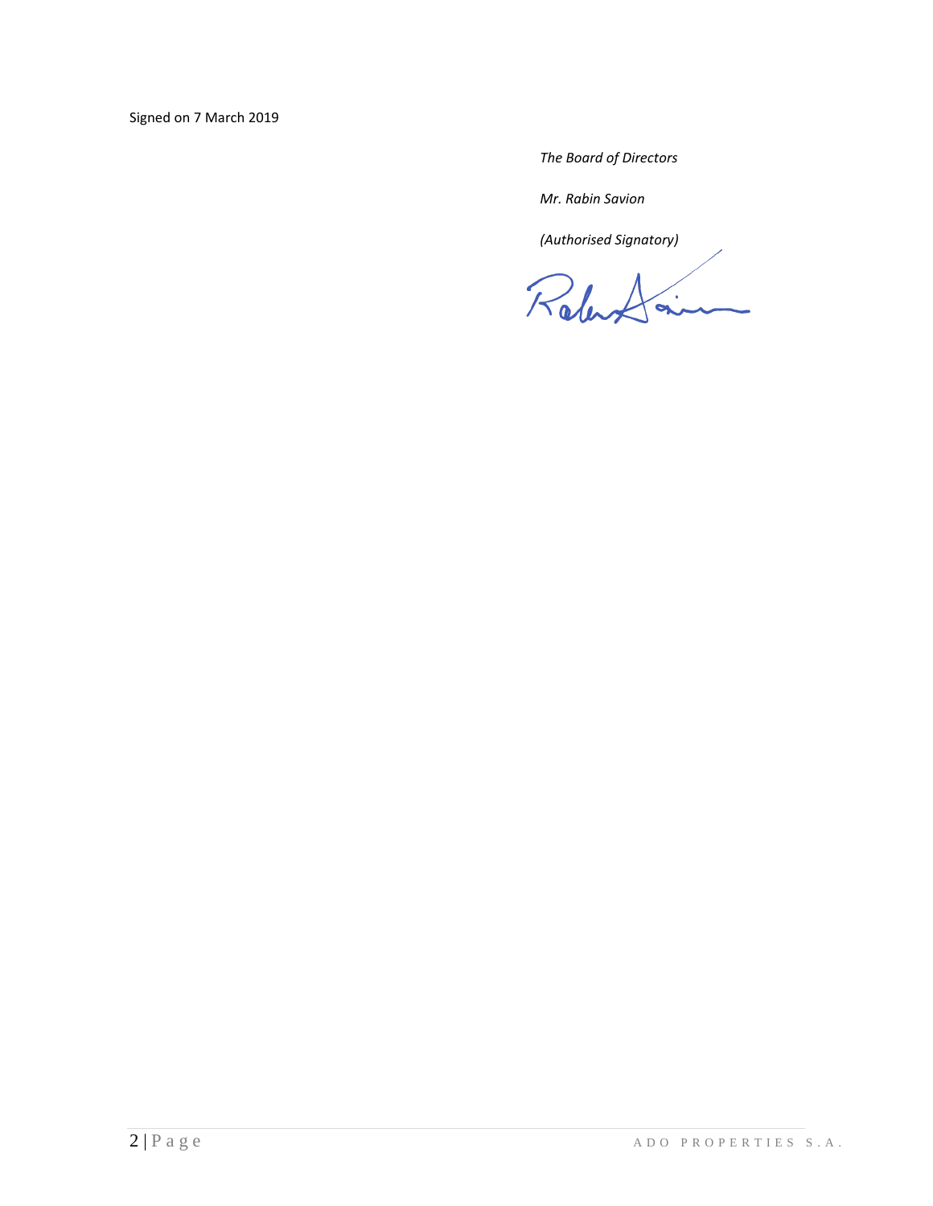Signed on 7 March 2019

*The Board of Directors*

*Mr. Rabin Savion*

*(Authorised Signatory)*